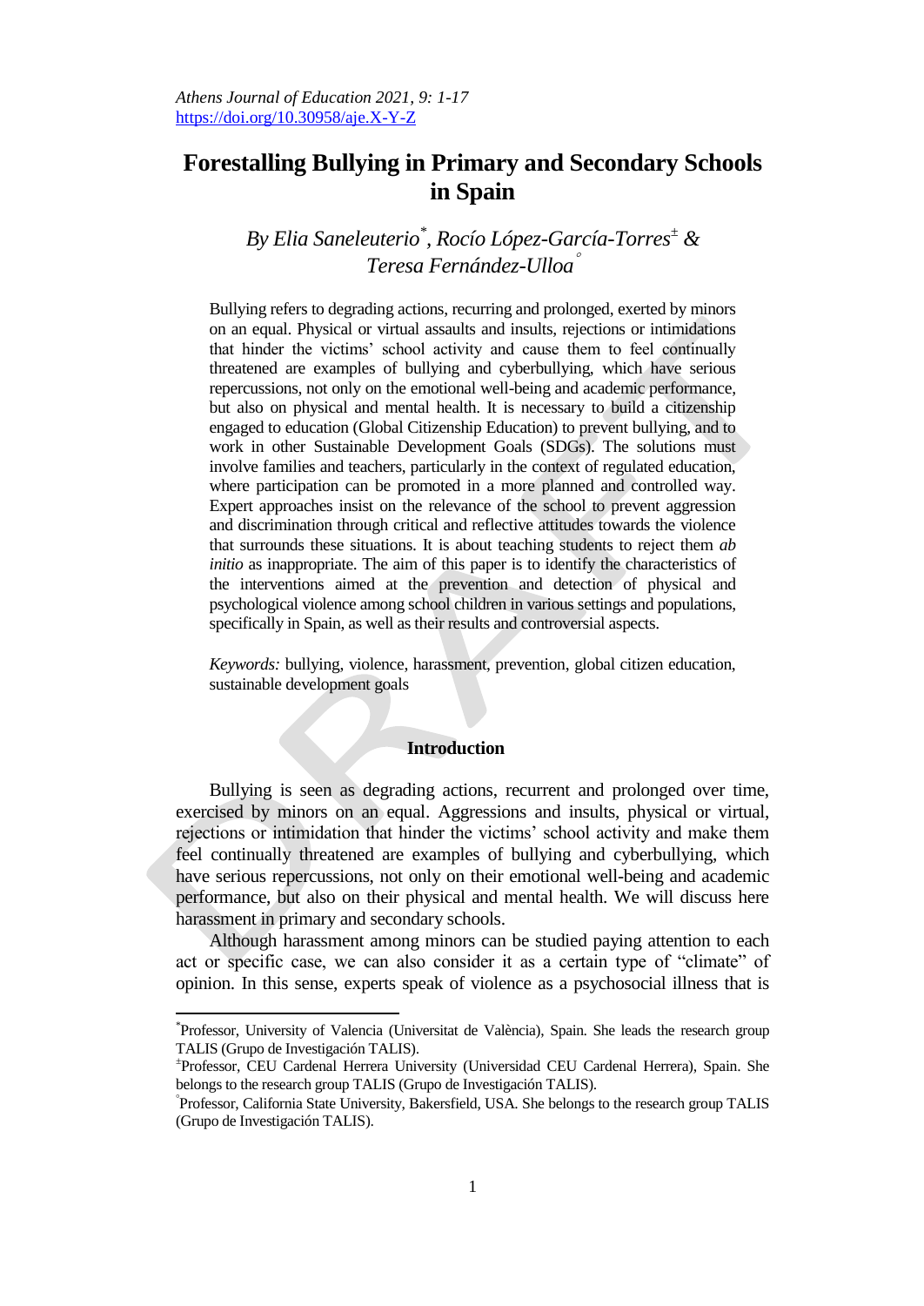# Forestalling Bullying in Primary and Secondary Schools in Spain

*By Elia Saneleuterio[\*], Rocío López-García-Torres[±] & Teresa Fernández-Ulloa[°]*

Bullying refers to degrading actions, recurring and prolonged, exerted by minors on an equal. Physical or virtual assaults and insults, rejections or intimidations that hinder the victims' school activity and cause them to feel continually threatened are examples of bullying and cyberbullying, which have serious repercussions, not only on the emotional well-being and academic performance, but also on physical and mental health. It is necessary to build a citizenship engaged to education (Global Citizenship Education) to prevent bullying, and to work in other Sustainable Development Goals (SDGs). The solutions must involve families and teachers, particularly in the context of regulated education, where participation can be promoted in a more planned and controlled way. Expert approaches insist on the relevance of the school to prevent aggression and discrimination through critical and reflective attitudes towards the violence that surrounds these situations. It is about teaching students to reject them *ab initio* as inappropriate. The aim of this paper is to identify the characteristics of the interventions aimed at the prevention and detection of physical and psychological violence among school children in various settings and populations, specifically in Spain, as well as their results and controversial aspects.

*Keywords:* bullying, violence, harassment, prevention, global citizen education, sustainable development goals

## Introduction

Bullying is seen as degrading actions, recurrent and prolonged over time, exercised by minors on an equal. Aggressions and insults, physical or virtual, rejections or intimidation that hinder the victims' school activity and make them feel continually threatened are examples of bullying and cyberbullying, which have serious repercussions, not only on their emotional well-being and academic performance, but also on their physical and mental health. We will discuss here harassment in primary and secondary schools.

Although harassment among minors can be studied paying attention to each act or specific case, we can also consider it as a certain type of "climate" of opinion. In this sense, experts speak of violence as a psychosocial illness that is

---

[\*] Professor, University of Valencia (Universitat de València), Spain. She leads the research group TALIS (Grupo de Investigación TALIS).

[±] Professor, CEU Cardenal Herrera University (Universidad CEU Cardenal Herrera), Spain. She belongs to the research group TALIS (Grupo de Investigación TALIS).

[°] Professor, California State University, Bakersfield, USA. She belongs to the research group TALIS (Grupo de Investigación TALIS).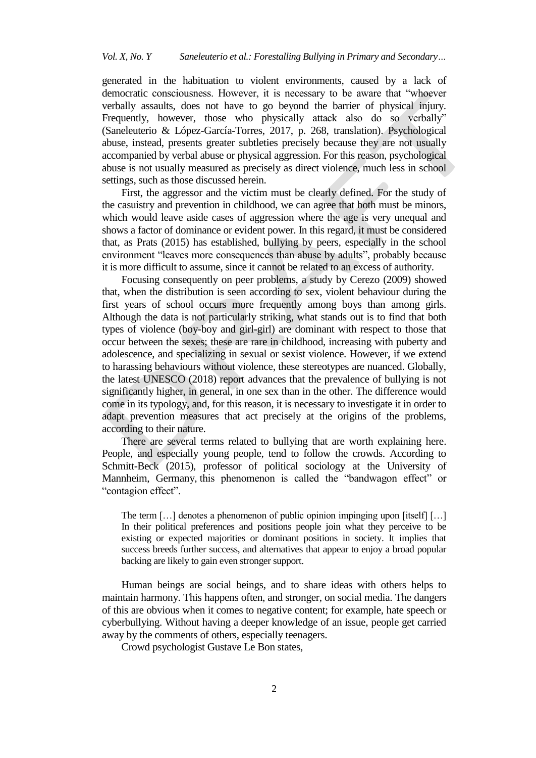generated in the habituation to violent environments, caused by a lack of democratic consciousness. However, it is necessary to be aware that "whoever verbally assaults, does not have to go beyond the barrier of physical injury. Frequently, however, those who physically attack also do so verbally" (Saneleuterio & López-García-Torres, 2017, p. 268, translation). Psychological abuse, instead, presents greater subtleties precisely because they are not usually accompanied by verbal abuse or physical aggression. For this reason, psychological abuse is not usually measured as precisely as direct violence, much less in school settings, such as those discussed herein.

First, the aggressor and the victim must be clearly defined. For the study of the casuistry and prevention in childhood, we can agree that both must be minors, which would leave aside cases of aggression where the age is very unequal and shows a factor of dominance or evident power. In this regard, it must be considered that, as Prats (2015) has established, bullying by peers, especially in the school environment "leaves more consequences than abuse by adults", probably because it is more difficult to assume, since it cannot be related to an excess of authority.

Focusing consequently on peer problems, a study by Cerezo (2009) showed that, when the distribution is seen according to sex, violent behaviour during the first years of school occurs more frequently among boys than among girls. Although the data is not particularly striking, what stands out is to find that both types of violence (boy-boy and girl-girl) are dominant with respect to those that occur between the sexes; these are rare in childhood, increasing with puberty and adolescence, and specializing in sexual or sexist violence. However, if we extend to harassing behaviours without violence, these stereotypes are nuanced. Globally, the latest UNESCO (2018) report advances that the prevalence of bullying is not significantly higher, in general, in one sex than in the other. The difference would come in its typology, and, for this reason, it is necessary to investigate it in order to adapt prevention measures that act precisely at the origins of the problems, according to their nature.

There are several terms related to bullying that are worth explaining here. People, and especially young people, tend to follow the crowds. According to Schmitt-Beck (2015), professor of political sociology at the University of Mannheim, Germany, this phenomenon is called the "bandwagon effect" or "contagion effect".

> The term […] denotes a phenomenon of public opinion impinging upon [itself] […] In their political preferences and positions people join what they perceive to be existing or expected majorities or dominant positions in society. It implies that success breeds further success, and alternatives that appear to enjoy a broad popular backing are likely to gain even stronger support.

Human beings are social beings, and to share ideas with others helps to maintain harmony. This happens often, and stronger, on social media. The dangers of this are obvious when it comes to negative content; for example, hate speech or cyberbullying. Without having a deeper knowledge of an issue, people get carried away by the comments of others, especially teenagers.

Crowd psychologist Gustave Le Bon states,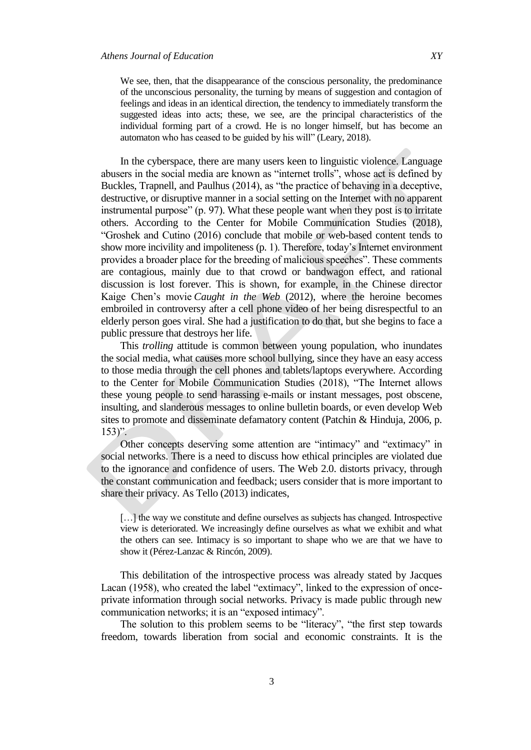> We see, then, that the disappearance of the conscious personality, the predominance of the unconscious personality, the turning by means of suggestion and contagion of feelings and ideas in an identical direction, the tendency to immediately transform the suggested ideas into acts; these, we see, are the principal characteristics of the individual forming part of a crowd. He is no longer himself, but has become an automaton who has ceased to be guided by his will" (Leary, 2018).

In the cyberspace, there are many users keen to linguistic violence. Language abusers in the social media are known as "internet trolls", whose act is defined by Buckles, Trapnell, and Paulhus (2014), as "the practice of behaving in a deceptive, destructive, or disruptive manner in a social setting on the Internet with no apparent instrumental purpose" (p. 97). What these people want when they post is to irritate others. According to the Center for Mobile Communication Studies (2018), "Groshek and Cutino (2016) conclude that mobile or web-based content tends to show more incivility and impoliteness (p. 1). Therefore, today's Internet environment provides a broader place for the breeding of malicious speeches". These comments are contagious, mainly due to that crowd or bandwagon effect, and rational discussion is lost forever. This is shown, for example, in the Chinese director Kaige Chen's movie *Caught in the Web* (2012), where the heroine becomes embroiled in controversy after a cell phone video of her being disrespectful to an elderly person goes viral. She had a justification to do that, but she begins to face a public pressure that destroys her life.

This *trolling* attitude is common between young population, who inundates the social media, what causes more school bullying, since they have an easy access to those media through the cell phones and tablets/laptops everywhere. According to the Center for Mobile Communication Studies (2018), "The Internet allows these young people to send harassing e-mails or instant messages, post obscene, insulting, and slanderous messages to online bulletin boards, or even develop Web sites to promote and disseminate defamatory content (Patchin & Hinduja, 2006, p. 153)".

Other concepts deserving some attention are "intimacy" and "extimacy" in social networks. There is a need to discuss how ethical principles are violated due to the ignorance and confidence of users. The Web 2.0. distorts privacy, through the constant communication and feedback; users consider that is more important to share their privacy. As Tello (2013) indicates,

> […] the way we constitute and define ourselves as subjects has changed. Introspective view is deteriorated. We increasingly define ourselves as what we exhibit and what the others can see. Intimacy is so important to shape who we are that we have to show it (Pérez-Lanzac & Rincón, 2009).

This debilitation of the introspective process was already stated by Jacques Lacan (1958), who created the label "extimacy", linked to the expression of once-private information through social networks. Privacy is made public through new communication networks; it is an "exposed intimacy".

The solution to this problem seems to be "literacy", "the first step towards freedom, towards liberation from social and economic constraints. It is the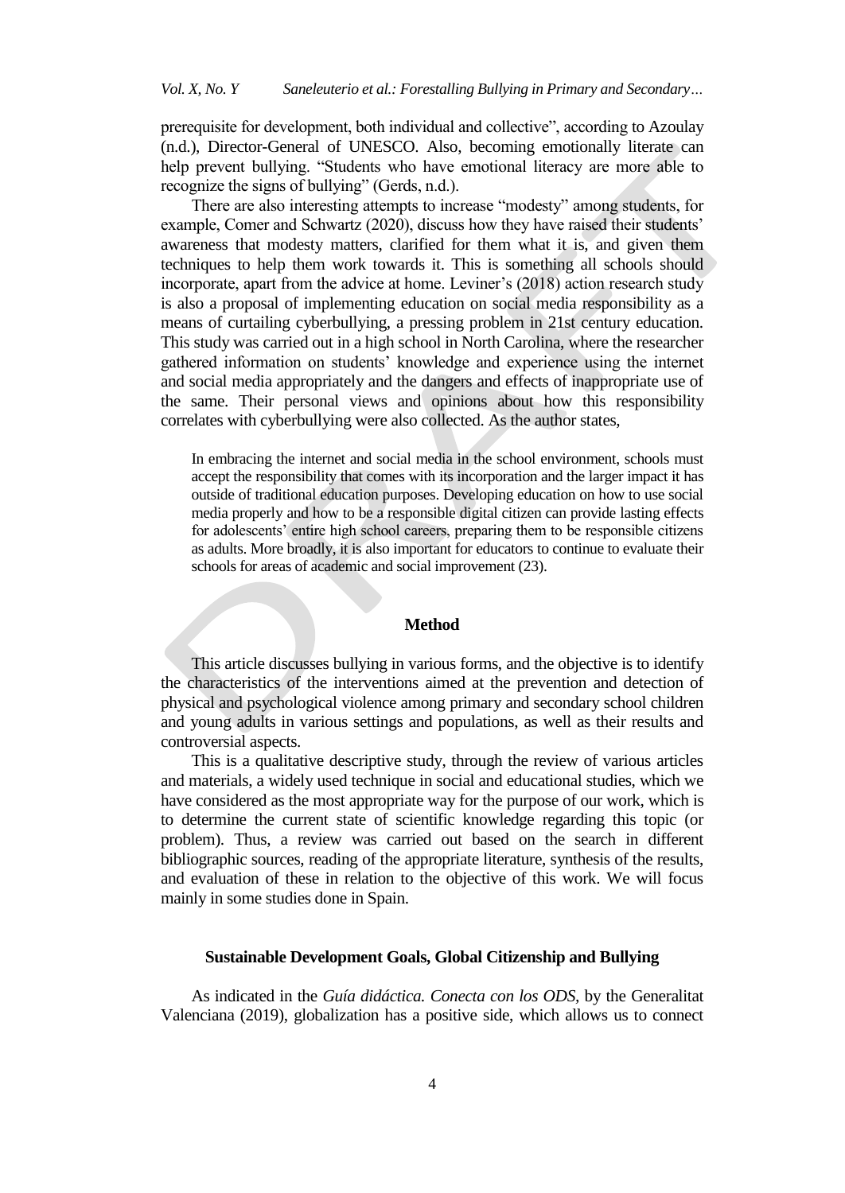prerequisite for development, both individual and collective", according to Azoulay (n.d.), Director-General of UNESCO. Also, becoming emotionally literate can help prevent bullying. "Students who have emotional literacy are more able to recognize the signs of bullying" (Gerds, n.d.).

There are also interesting attempts to increase "modesty" among students, for example, Comer and Schwartz (2020), discuss how they have raised their students' awareness that modesty matters, clarified for them what it is, and given them techniques to help them work towards it. This is something all schools should incorporate, apart from the advice at home. Leviner's (2018) action research study is also a proposal of implementing education on social media responsibility as a means of curtailing cyberbullying, a pressing problem in 21st century education. This study was carried out in a high school in North Carolina, where the researcher gathered information on students' knowledge and experience using the internet and social media appropriately and the dangers and effects of inappropriate use of the same. Their personal views and opinions about how this responsibility correlates with cyberbullying were also collected. As the author states,

> In embracing the internet and social media in the school environment, schools must accept the responsibility that comes with its incorporation and the larger impact it has outside of traditional education purposes. Developing education on how to use social media properly and how to be a responsible digital citizen can provide lasting effects for adolescents' entire high school careers, preparing them to be responsible citizens as adults. More broadly, it is also important for educators to continue to evaluate their schools for areas of academic and social improvement (23).

## Method

This article discusses bullying in various forms, and the objective is to identify the characteristics of the interventions aimed at the prevention and detection of physical and psychological violence among primary and secondary school children and young adults in various settings and populations, as well as their results and controversial aspects.

This is a qualitative descriptive study, through the review of various articles and materials, a widely used technique in social and educational studies, which we have considered as the most appropriate way for the purpose of our work, which is to determine the current state of scientific knowledge regarding this topic (or problem). Thus, a review was carried out based on the search in different bibliographic sources, reading of the appropriate literature, synthesis of the results, and evaluation of these in relation to the objective of this work. We will focus mainly in some studies done in Spain.

## Sustainable Development Goals, Global Citizenship and Bullying

As indicated in the *Guía didáctica. Conecta con los ODS*, by the Generalitat Valenciana (2019), globalization has a positive side, which allows us to connect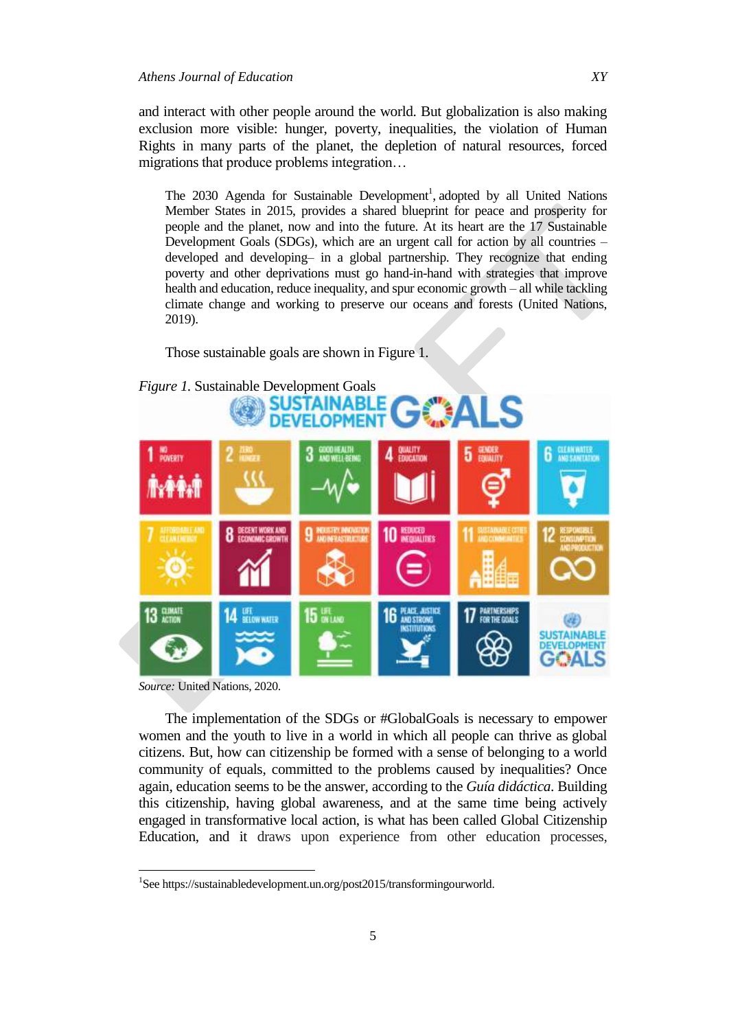and interact with other people around the world. But globalization is also making exclusion more visible: hunger, poverty, inequalities, the violation of Human Rights in many parts of the planet, the depletion of natural resources, forced migrations that produce problems integration…

> The 2030 Agenda for Sustainable Development[1], adopted by all United Nations Member States in 2015, provides a shared blueprint for peace and prosperity for people and the planet, now and into the future. At its heart are the 17 Sustainable Development Goals (SDGs), which are an urgent call for action by all countries – developed and developing– in a global partnership. They recognize that ending poverty and other deprivations must go hand-in-hand with strategies that improve health and education, reduce inequality, and spur economic growth – all while tackling climate change and working to preserve our oceans and forests (United Nations, 2019).

Those sustainable goals are shown in Figure 1.

*Figure 1.* Sustainable Development Goals

*Source:* United Nations, 2020.

The implementation of the SDGs or #GlobalGoals is necessary to empower women and the youth to live in a world in which all people can thrive as global citizens. But, how can citizenship be formed with a sense of belonging to a world community of equals, committed to the problems caused by inequalities? Once again, education seems to be the answer, according to the *Guía didáctica*. Building this citizenship, having global awareness, and at the same time being actively engaged in transformative local action, is what has been called Global Citizenship Education, and it draws upon experience from other education processes,

[1]See https://sustainabledevelopment.un.org/post2015/transformingourworld.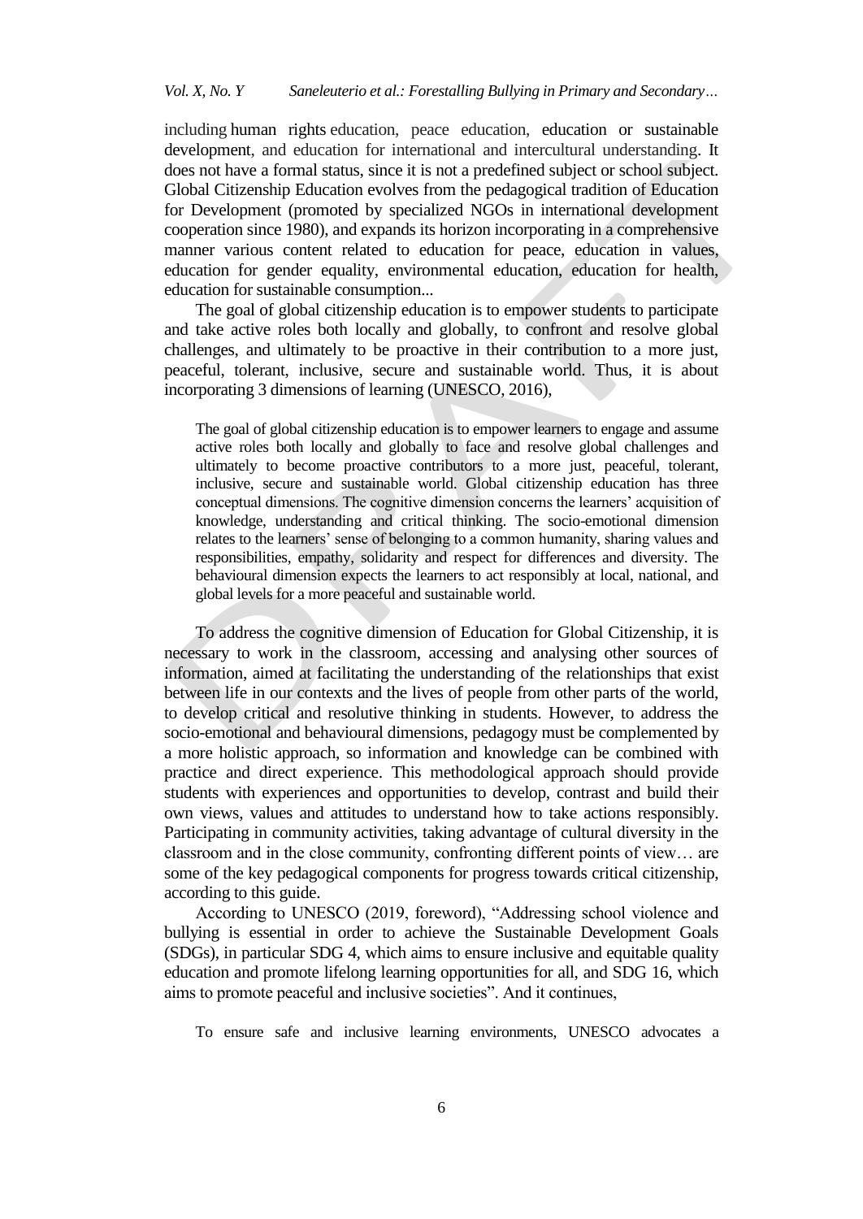including human rights education, peace education, education or sustainable development, and education for international and intercultural understanding. It does not have a formal status, since it is not a predefined subject or school subject. Global Citizenship Education evolves from the pedagogical tradition of Education for Development (promoted by specialized NGOs in international development cooperation since 1980), and expands its horizon incorporating in a comprehensive manner various content related to education for peace, education in values, education for gender equality, environmental education, education for health, education for sustainable consumption...

The goal of global citizenship education is to empower students to participate and take active roles both locally and globally, to confront and resolve global challenges, and ultimately to be proactive in their contribution to a more just, peaceful, tolerant, inclusive, secure and sustainable world. Thus, it is about incorporating 3 dimensions of learning (UNESCO, 2016),

> The goal of global citizenship education is to empower learners to engage and assume active roles both locally and globally to face and resolve global challenges and ultimately to become proactive contributors to a more just, peaceful, tolerant, inclusive, secure and sustainable world. Global citizenship education has three conceptual dimensions. The cognitive dimension concerns the learners' acquisition of knowledge, understanding and critical thinking. The socio-emotional dimension relates to the learners' sense of belonging to a common humanity, sharing values and responsibilities, empathy, solidarity and respect for differences and diversity. The behavioural dimension expects the learners to act responsibly at local, national, and global levels for a more peaceful and sustainable world.

To address the cognitive dimension of Education for Global Citizenship, it is necessary to work in the classroom, accessing and analysing other sources of information, aimed at facilitating the understanding of the relationships that exist between life in our contexts and the lives of people from other parts of the world, to develop critical and resolutive thinking in students. However, to address the socio-emotional and behavioural dimensions, pedagogy must be complemented by a more holistic approach, so information and knowledge can be combined with practice and direct experience. This methodological approach should provide students with experiences and opportunities to develop, contrast and build their own views, values and attitudes to understand how to take actions responsibly. Participating in community activities, taking advantage of cultural diversity in the classroom and in the close community, confronting different points of view… are some of the key pedagogical components for progress towards critical citizenship, according to this guide.

According to UNESCO (2019, foreword), "Addressing school violence and bullying is essential in order to achieve the Sustainable Development Goals (SDGs), in particular SDG 4, which aims to ensure inclusive and equitable quality education and promote lifelong learning opportunities for all, and SDG 16, which aims to promote peaceful and inclusive societies". And it continues,

> To ensure safe and inclusive learning environments, UNESCO advocates a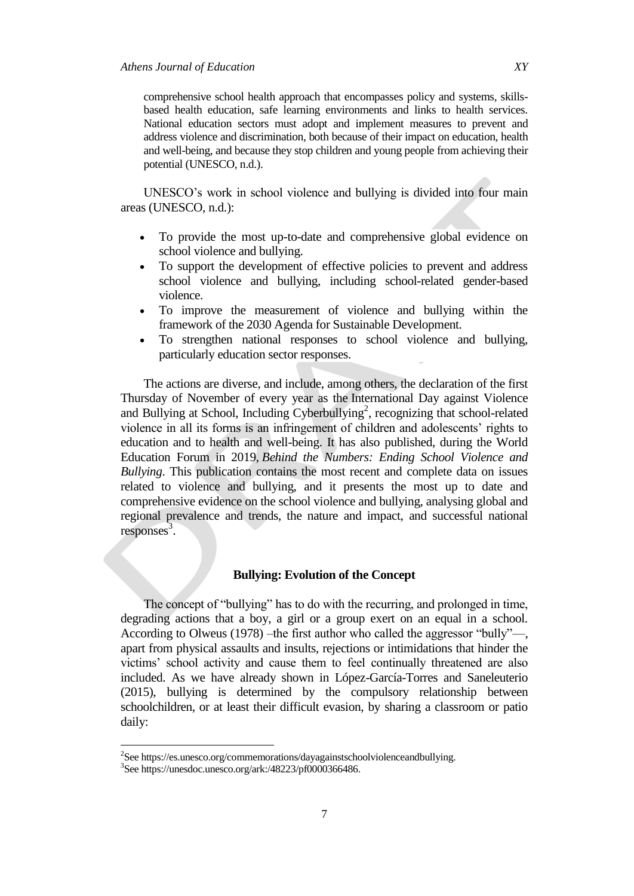comprehensive school health approach that encompasses policy and systems, skills-based health education, safe learning environments and links to health services. National education sectors must adopt and implement measures to prevent and address violence and discrimination, both because of their impact on education, health and well-being, and because they stop children and young people from achieving their potential (UNESCO, n.d.).

UNESCO's work in school violence and bullying is divided into four main areas (UNESCO, n.d.):

- To provide the most up-to-date and comprehensive global evidence on school violence and bullying.
- To support the development of effective policies to prevent and address school violence and bullying, including school-related gender-based violence.
- To improve the measurement of violence and bullying within the framework of the 2030 Agenda for Sustainable Development.
- To strengthen national responses to school violence and bullying, particularly education sector responses.

The actions are diverse, and include, among others, the declaration of the first Thursday of November of every year as the International Day against Violence and Bullying at School, Including Cyberbullying[2], recognizing that school-related violence in all its forms is an infringement of children and adolescents' rights to education and to health and well-being. It has also published, during the World Education Forum in 2019, *Behind the Numbers: Ending School Violence and Bullying*. This publication contains the most recent and complete data on issues related to violence and bullying, and it presents the most up to date and comprehensive evidence on the school violence and bullying, analysing global and regional prevalence and trends, the nature and impact, and successful national responses[3].

## Bullying: Evolution of the Concept

The concept of "bullying" has to do with the recurring, and prolonged in time, degrading actions that a boy, a girl or a group exert on an equal in a school. According to Olweus (1978) –the first author who called the aggressor "bully"—, apart from physical assaults and insults, rejections or intimidations that hinder the victims' school activity and cause them to feel continually threatened are also included. As we have already shown in López-García-Torres and Saneleuterio (2015), bullying is determined by the compulsory relationship between schoolchildren, or at least their difficult evasion, by sharing a classroom or patio daily:

[2] See https://es.unesco.org/commemorations/dayagainstschoolviolenceandbullying.

[3] See https://unesdoc.unesco.org/ark:/48223/pf0000366486.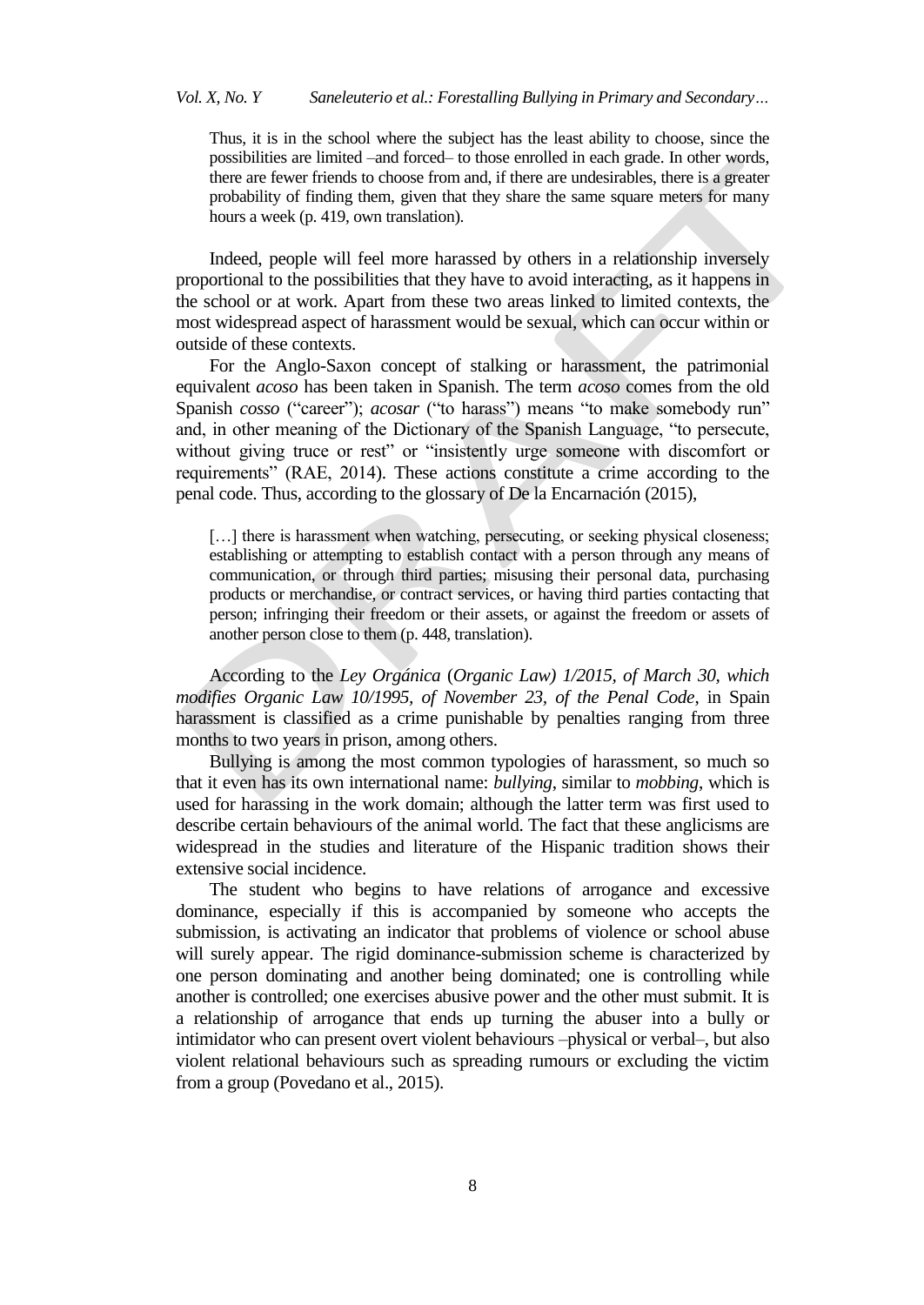> Thus, it is in the school where the subject has the least ability to choose, since the possibilities are limited –and forced– to those enrolled in each grade. In other words, there are fewer friends to choose from and, if there are undesirables, there is a greater probability of finding them, given that they share the same square meters for many hours a week (p. 419, own translation).

Indeed, people will feel more harassed by others in a relationship inversely proportional to the possibilities that they have to avoid interacting, as it happens in the school or at work. Apart from these two areas linked to limited contexts, the most widespread aspect of harassment would be sexual, which can occur within or outside of these contexts.

For the Anglo-Saxon concept of stalking or harassment, the patrimonial equivalent *acoso* has been taken in Spanish. The term *acoso* comes from the old Spanish *cosso* ("career"); *acosar* ("to harass") means "to make somebody run" and, in other meaning of the Dictionary of the Spanish Language, "to persecute, without giving truce or rest" or "insistently urge someone with discomfort or requirements" (RAE, 2014). These actions constitute a crime according to the penal code. Thus, according to the glossary of De la Encarnación (2015),

> […] there is harassment when watching, persecuting, or seeking physical closeness; establishing or attempting to establish contact with a person through any means of communication, or through third parties; misusing their personal data, purchasing products or merchandise, or contract services, or having third parties contacting that person; infringing their freedom or their assets, or against the freedom or assets of another person close to them (p. 448, translation).

According to the *Ley Orgánica* (*Organic Law) 1/2015, of March 30, which modifies Organic Law 10/1995, of November 23, of the Penal Code*, in Spain harassment is classified as a crime punishable by penalties ranging from three months to two years in prison, among others.

Bullying is among the most common typologies of harassment, so much so that it even has its own international name: *bullying*, similar to *mobbing*, which is used for harassing in the work domain; although the latter term was first used to describe certain behaviours of the animal world. The fact that these anglicisms are widespread in the studies and literature of the Hispanic tradition shows their extensive social incidence.

The student who begins to have relations of arrogance and excessive dominance, especially if this is accompanied by someone who accepts the submission, is activating an indicator that problems of violence or school abuse will surely appear. The rigid dominance-submission scheme is characterized by one person dominating and another being dominated; one is controlling while another is controlled; one exercises abusive power and the other must submit. It is a relationship of arrogance that ends up turning the abuser into a bully or intimidator who can present overt violent behaviours –physical or verbal–, but also violent relational behaviours such as spreading rumours or excluding the victim from a group (Povedano et al., 2015).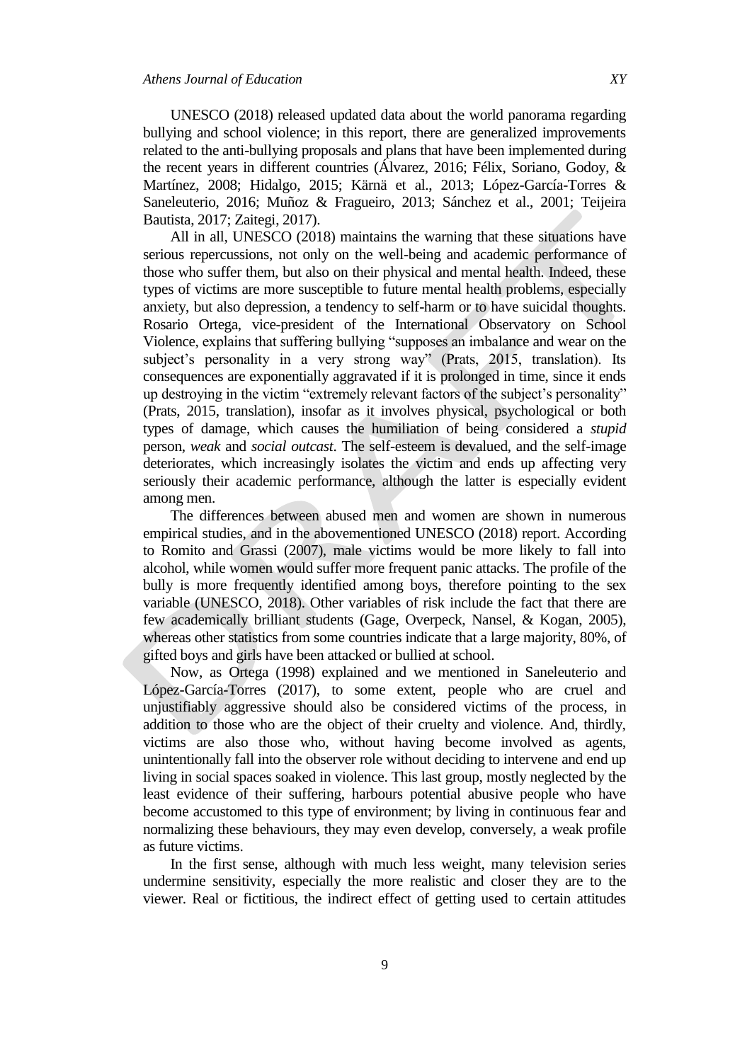UNESCO (2018) released updated data about the world panorama regarding bullying and school violence; in this report, there are generalized improvements related to the anti-bullying proposals and plans that have been implemented during the recent years in different countries (Álvarez, 2016; Félix, Soriano, Godoy, & Martínez, 2008; Hidalgo, 2015; Kärnä et al., 2013; López-García-Torres & Saneleuterio, 2016; Muñoz & Fragueiro, 2013; Sánchez et al., 2001; Teijeira Bautista, 2017; Zaitegi, 2017).

All in all, UNESCO (2018) maintains the warning that these situations have serious repercussions, not only on the well-being and academic performance of those who suffer them, but also on their physical and mental health. Indeed, these types of victims are more susceptible to future mental health problems, especially anxiety, but also depression, a tendency to self-harm or to have suicidal thoughts. Rosario Ortega, vice-president of the International Observatory on School Violence, explains that suffering bullying "supposes an imbalance and wear on the subject's personality in a very strong way" (Prats, 2015, translation). Its consequences are exponentially aggravated if it is prolonged in time, since it ends up destroying in the victim "extremely relevant factors of the subject's personality" (Prats, 2015, translation), insofar as it involves physical, psychological or both types of damage, which causes the humiliation of being considered a *stupid* person, *weak* and *social outcast*. The self-esteem is devalued, and the self-image deteriorates, which increasingly isolates the victim and ends up affecting very seriously their academic performance, although the latter is especially evident among men.

The differences between abused men and women are shown in numerous empirical studies, and in the abovementioned UNESCO (2018) report. According to Romito and Grassi (2007), male victims would be more likely to fall into alcohol, while women would suffer more frequent panic attacks. The profile of the bully is more frequently identified among boys, therefore pointing to the sex variable (UNESCO, 2018). Other variables of risk include the fact that there are few academically brilliant students (Gage, Overpeck, Nansel, & Kogan, 2005), whereas other statistics from some countries indicate that a large majority, 80%, of gifted boys and girls have been attacked or bullied at school.

Now, as Ortega (1998) explained and we mentioned in Saneleuterio and López-García-Torres (2017), to some extent, people who are cruel and unjustifiably aggressive should also be considered victims of the process, in addition to those who are the object of their cruelty and violence. And, thirdly, victims are also those who, without having become involved as agents, unintentionally fall into the observer role without deciding to intervene and end up living in social spaces soaked in violence. This last group, mostly neglected by the least evidence of their suffering, harbours potential abusive people who have become accustomed to this type of environment; by living in continuous fear and normalizing these behaviours, they may even develop, conversely, a weak profile as future victims.

In the first sense, although with much less weight, many television series undermine sensitivity, especially the more realistic and closer they are to the viewer. Real or fictitious, the indirect effect of getting used to certain attitudes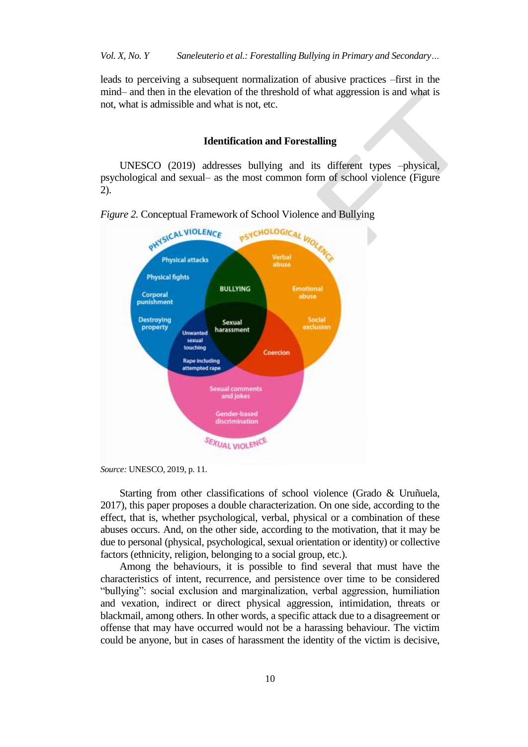leads to perceiving a subsequent normalization of abusive practices –first in the mind– and then in the elevation of the threshold of what aggression is and what is not, what is admissible and what is not, etc.

## Identification and Forestalling

UNESCO (2019) addresses bullying and its different types –physical, psychological and sexual– as the most common form of school violence (Figure 2).

*Figure 2.* Conceptual Framework of School Violence and Bullying

PHYSICAL VIOLENCE: Physical attacks; Physical fights; Corporal punishment; Destroying property

PSYCHOLOGICAL VIOLENCE: Verbal abuse; Emotional abuse; Social exclusion

SEXUAL VIOLENCE: Sexual comments and jokes; Gender-based discrimination

BULLYING; Sexual harassment; Unwanted sexual touching; Rape including attempted rape; Coercion

*Source:* UNESCO, 2019, p. 11.

Starting from other classifications of school violence (Grado & Uruñuela, 2017), this paper proposes a double characterization. On one side, according to the effect, that is, whether psychological, verbal, physical or a combination of these abuses occurs. And, on the other side, according to the motivation, that it may be due to personal (physical, psychological, sexual orientation or identity) or collective factors (ethnicity, religion, belonging to a social group, etc.).

Among the behaviours, it is possible to find several that must have the characteristics of intent, recurrence, and persistence over time to be considered "bullying": social exclusion and marginalization, verbal aggression, humiliation and vexation, indirect or direct physical aggression, intimidation, threats or blackmail, among others. In other words, a specific attack due to a disagreement or offense that may have occurred would not be a harassing behaviour. The victim could be anyone, but in cases of harassment the identity of the victim is decisive,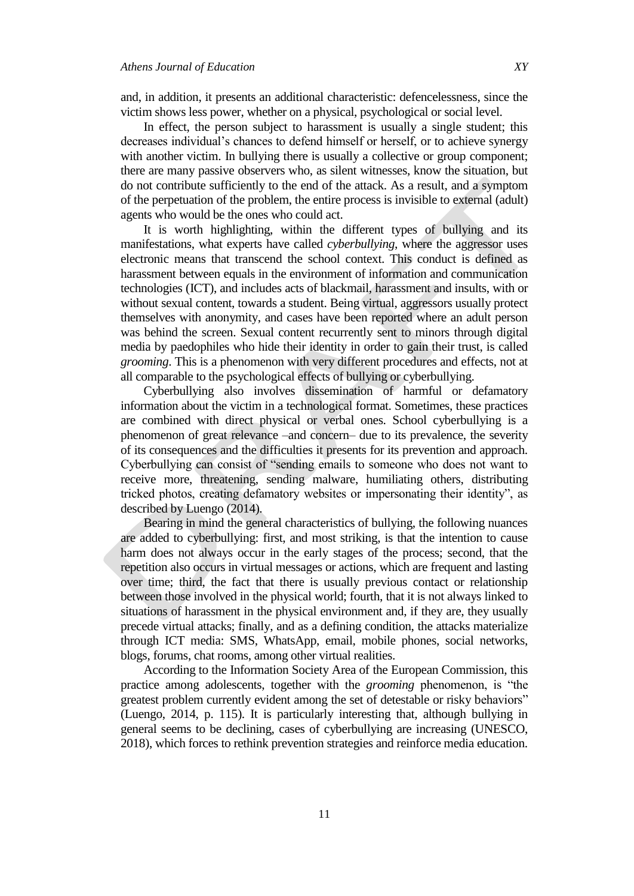and, in addition, it presents an additional characteristic: defencelessness, since the victim shows less power, whether on a physical, psychological or social level.

In effect, the person subject to harassment is usually a single student; this decreases individual's chances to defend himself or herself, or to achieve synergy with another victim. In bullying there is usually a collective or group component; there are many passive observers who, as silent witnesses, know the situation, but do not contribute sufficiently to the end of the attack. As a result, and a symptom of the perpetuation of the problem, the entire process is invisible to external (adult) agents who would be the ones who could act.

It is worth highlighting, within the different types of bullying and its manifestations, what experts have called *cyberbullying*, where the aggressor uses electronic means that transcend the school context. This conduct is defined as harassment between equals in the environment of information and communication technologies (ICT), and includes acts of blackmail, harassment and insults, with or without sexual content, towards a student. Being virtual, aggressors usually protect themselves with anonymity, and cases have been reported where an adult person was behind the screen. Sexual content recurrently sent to minors through digital media by paedophiles who hide their identity in order to gain their trust, is called *grooming*. This is a phenomenon with very different procedures and effects, not at all comparable to the psychological effects of bullying or cyberbullying.

Cyberbullying also involves dissemination of harmful or defamatory information about the victim in a technological format. Sometimes, these practices are combined with direct physical or verbal ones. School cyberbullying is a phenomenon of great relevance –and concern– due to its prevalence, the severity of its consequences and the difficulties it presents for its prevention and approach. Cyberbullying can consist of "sending emails to someone who does not want to receive more, threatening, sending malware, humiliating others, distributing tricked photos, creating defamatory websites or impersonating their identity", as described by Luengo (2014).

Bearing in mind the general characteristics of bullying, the following nuances are added to cyberbullying: first, and most striking, is that the intention to cause harm does not always occur in the early stages of the process; second, that the repetition also occurs in virtual messages or actions, which are frequent and lasting over time; third, the fact that there is usually previous contact or relationship between those involved in the physical world; fourth, that it is not always linked to situations of harassment in the physical environment and, if they are, they usually precede virtual attacks; finally, and as a defining condition, the attacks materialize through ICT media: SMS, WhatsApp, email, mobile phones, social networks, blogs, forums, chat rooms, among other virtual realities.

According to the Information Society Area of the European Commission, this practice among adolescents, together with the *grooming* phenomenon, is "the greatest problem currently evident among the set of detestable or risky behaviors" (Luengo, 2014, p. 115). It is particularly interesting that, although bullying in general seems to be declining, cases of cyberbullying are increasing (UNESCO, 2018), which forces to rethink prevention strategies and reinforce media education.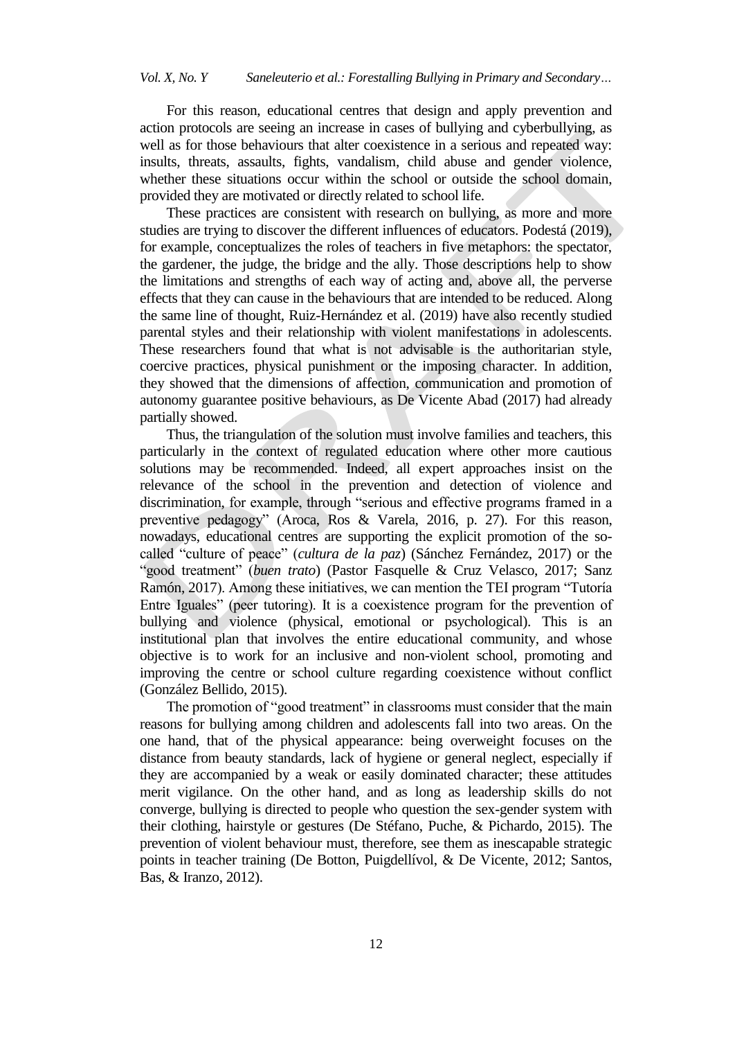For this reason, educational centres that design and apply prevention and action protocols are seeing an increase in cases of bullying and cyberbullying, as well as for those behaviours that alter coexistence in a serious and repeated way: insults, threats, assaults, fights, vandalism, child abuse and gender violence, whether these situations occur within the school or outside the school domain, provided they are motivated or directly related to school life.

These practices are consistent with research on bullying, as more and more studies are trying to discover the different influences of educators. Podestá (2019), for example, conceptualizes the roles of teachers in five metaphors: the spectator, the gardener, the judge, the bridge and the ally. Those descriptions help to show the limitations and strengths of each way of acting and, above all, the perverse effects that they can cause in the behaviours that are intended to be reduced. Along the same line of thought, Ruiz-Hernández et al. (2019) have also recently studied parental styles and their relationship with violent manifestations in adolescents. These researchers found that what is not advisable is the authoritarian style, coercive practices, physical punishment or the imposing character. In addition, they showed that the dimensions of affection, communication and promotion of autonomy guarantee positive behaviours, as De Vicente Abad (2017) had already partially showed.

Thus, the triangulation of the solution must involve families and teachers, this particularly in the context of regulated education where other more cautious solutions may be recommended. Indeed, all expert approaches insist on the relevance of the school in the prevention and detection of violence and discrimination, for example, through "serious and effective programs framed in a preventive pedagogy" (Aroca, Ros & Varela, 2016, p. 27). For this reason, nowadays, educational centres are supporting the explicit promotion of the so-called "culture of peace" (*cultura de la paz*) (Sánchez Fernández, 2017) or the "good treatment" (*buen trato*) (Pastor Fasquelle & Cruz Velasco, 2017; Sanz Ramón, 2017). Among these initiatives, we can mention the TEI program "Tutoría Entre Iguales" (peer tutoring). It is a coexistence program for the prevention of bullying and violence (physical, emotional or psychological). This is an institutional plan that involves the entire educational community, and whose objective is to work for an inclusive and non-violent school, promoting and improving the centre or school culture regarding coexistence without conflict (González Bellido, 2015).

The promotion of "good treatment" in classrooms must consider that the main reasons for bullying among children and adolescents fall into two areas. On the one hand, that of the physical appearance: being overweight focuses on the distance from beauty standards, lack of hygiene or general neglect, especially if they are accompanied by a weak or easily dominated character; these attitudes merit vigilance. On the other hand, and as long as leadership skills do not converge, bullying is directed to people who question the sex-gender system with their clothing, hairstyle or gestures (De Stéfano, Puche, & Pichardo, 2015). The prevention of violent behaviour must, therefore, see them as inescapable strategic points in teacher training (De Botton, Puigdellívol, & De Vicente, 2012; Santos, Bas, & Iranzo, 2012).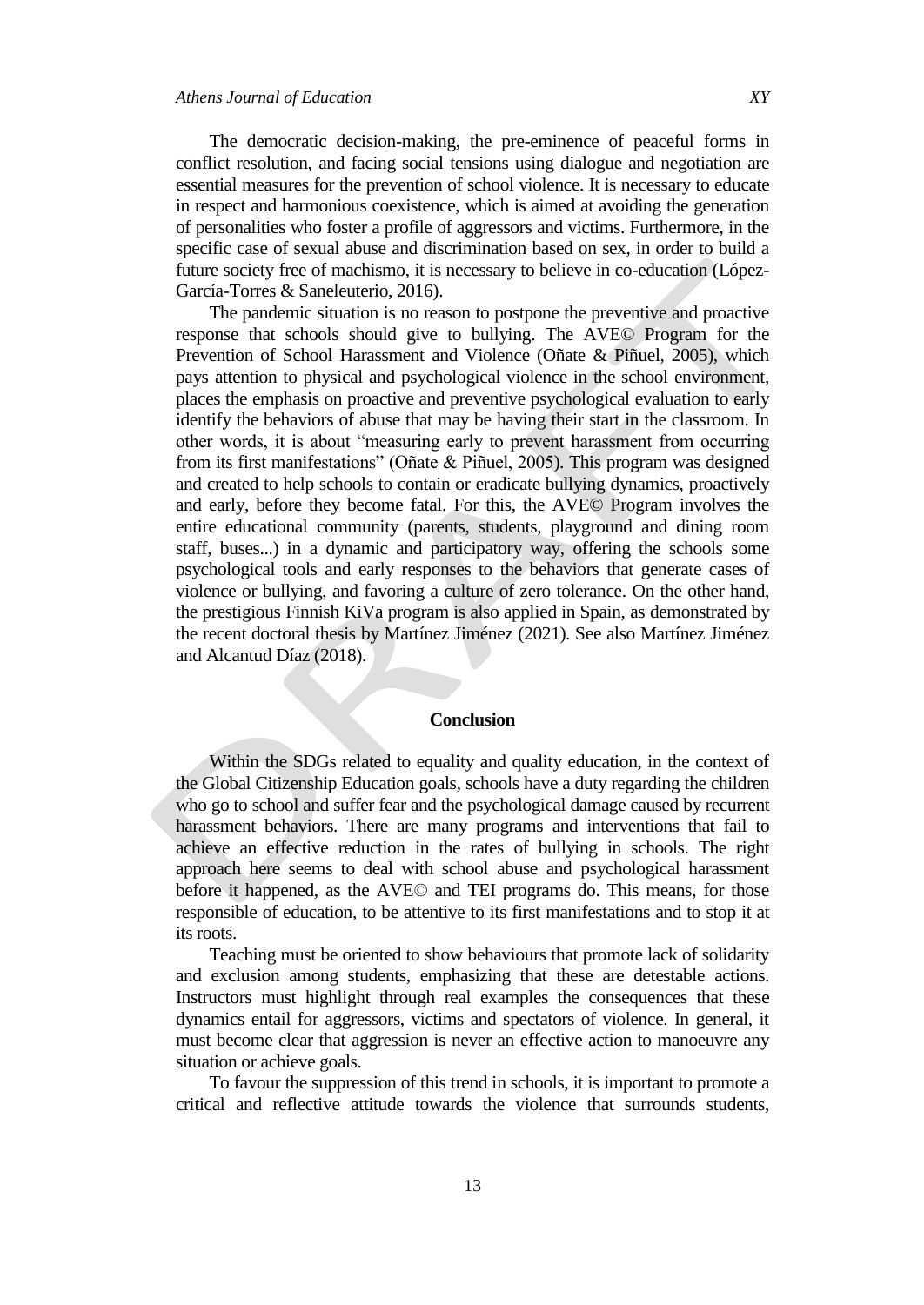The democratic decision-making, the pre-eminence of peaceful forms in conflict resolution, and facing social tensions using dialogue and negotiation are essential measures for the prevention of school violence. It is necessary to educate in respect and harmonious coexistence, which is aimed at avoiding the generation of personalities who foster a profile of aggressors and victims. Furthermore, in the specific case of sexual abuse and discrimination based on sex, in order to build a future society free of machismo, it is necessary to believe in co-education (López-García-Torres & Saneleuterio, 2016).

The pandemic situation is no reason to postpone the preventive and proactive response that schools should give to bullying. The AVE© Program for the Prevention of School Harassment and Violence (Oñate & Piñuel, 2005), which pays attention to physical and psychological violence in the school environment, places the emphasis on proactive and preventive psychological evaluation to early identify the behaviors of abuse that may be having their start in the classroom. In other words, it is about "measuring early to prevent harassment from occurring from its first manifestations" (Oñate & Piñuel, 2005). This program was designed and created to help schools to contain or eradicate bullying dynamics, proactively and early, before they become fatal. For this, the AVE© Program involves the entire educational community (parents, students, playground and dining room staff, buses...) in a dynamic and participatory way, offering the schools some psychological tools and early responses to the behaviors that generate cases of violence or bullying, and favoring a culture of zero tolerance. On the other hand, the prestigious Finnish KiVa program is also applied in Spain, as demonstrated by the recent doctoral thesis by Martínez Jiménez (2021). See also Martínez Jiménez and Alcantud Díaz (2018).

## Conclusion

Within the SDGs related to equality and quality education, in the context of the Global Citizenship Education goals, schools have a duty regarding the children who go to school and suffer fear and the psychological damage caused by recurrent harassment behaviors. There are many programs and interventions that fail to achieve an effective reduction in the rates of bullying in schools. The right approach here seems to deal with school abuse and psychological harassment before it happened, as the AVE© and TEI programs do. This means, for those responsible of education, to be attentive to its first manifestations and to stop it at its roots.

Teaching must be oriented to show behaviours that promote lack of solidarity and exclusion among students, emphasizing that these are detestable actions. Instructors must highlight through real examples the consequences that these dynamics entail for aggressors, victims and spectators of violence. In general, it must become clear that aggression is never an effective action to manoeuvre any situation or achieve goals.

To favour the suppression of this trend in schools, it is important to promote a critical and reflective attitude towards the violence that surrounds students,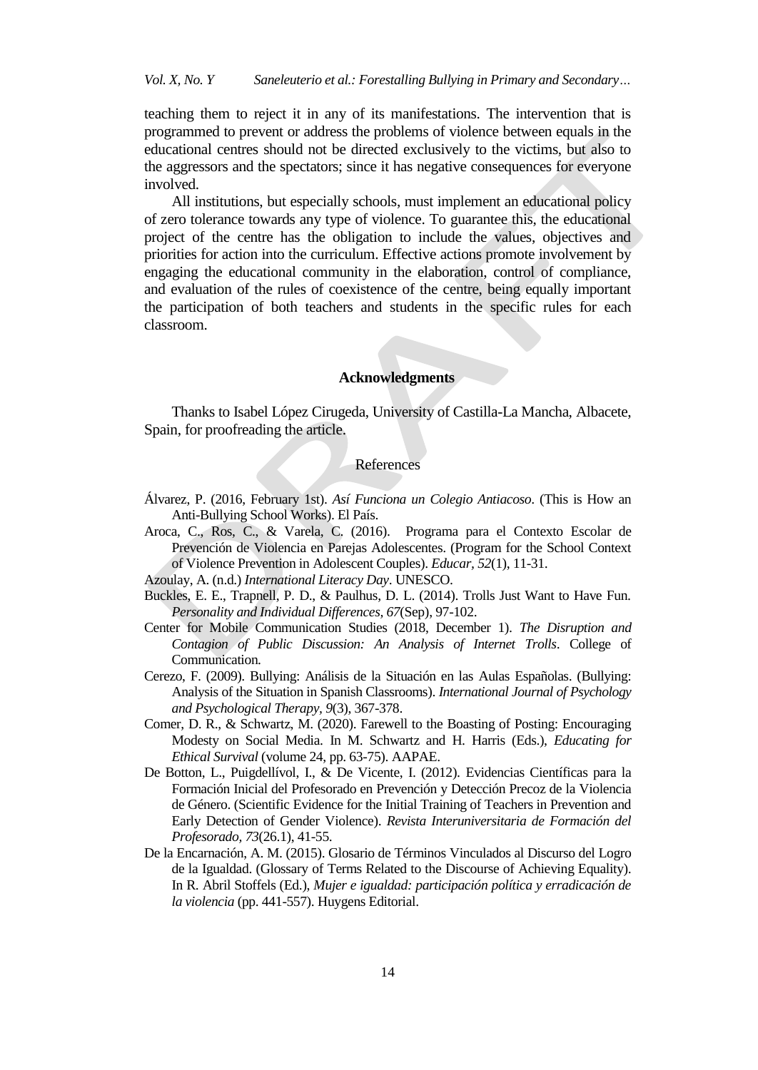teaching them to reject it in any of its manifestations. The intervention that is programmed to prevent or address the problems of violence between equals in the educational centres should not be directed exclusively to the victims, but also to the aggressors and the spectators; since it has negative consequences for everyone involved.

All institutions, but especially schools, must implement an educational policy of zero tolerance towards any type of violence. To guarantee this, the educational project of the centre has the obligation to include the values, objectives and priorities for action into the curriculum. Effective actions promote involvement by engaging the educational community in the elaboration, control of compliance, and evaluation of the rules of coexistence of the centre, being equally important the participation of both teachers and students in the specific rules for each classroom.

## Acknowledgments

Thanks to Isabel López Cirugeda, University of Castilla-La Mancha, Albacete, Spain, for proofreading the article.

## References

Álvarez, P. (2016, February 1st). *Así Funciona un Colegio Antiacoso*. (This is How an Anti-Bullying School Works). El País.

Aroca, C., Ros, C., & Varela, C. (2016). Programa para el Contexto Escolar de Prevención de Violencia en Parejas Adolescentes. (Program for the School Context of Violence Prevention in Adolescent Couples). *Educar*, *52*(1), 11-31.

Azoulay, A. (n.d.) *International Literacy Day*. UNESCO.

Buckles, E. E., Trapnell, P. D., & Paulhus, D. L. (2014). Trolls Just Want to Have Fun. *Personality and Individual Differences*, *67*(Sep), 97-102.

Center for Mobile Communication Studies (2018, December 1). *The Disruption and Contagion of Public Discussion: An Analysis of Internet Trolls*. College of Communication.

Cerezo, F. (2009). Bullying: Análisis de la Situación en las Aulas Españolas. (Bullying: Analysis of the Situation in Spanish Classrooms). *International Journal of Psychology and Psychological Therapy*, *9*(3), 367-378.

Comer, D. R., & Schwartz, M. (2020). Farewell to the Boasting of Posting: Encouraging Modesty on Social Media. In M. Schwartz and H. Harris (Eds.), *Educating for Ethical Survival* (volume 24, pp. 63-75). AAPAE.

De Botton, L., Puigdellívol, I., & De Vicente, I. (2012). Evidencias Científicas para la Formación Inicial del Profesorado en Prevención y Detección Precoz de la Violencia de Género. (Scientific Evidence for the Initial Training of Teachers in Prevention and Early Detection of Gender Violence). *Revista Interuniversitaria de Formación del Profesorado*, *73*(26.1), 41-55.

De la Encarnación, A. M. (2015). Glosario de Términos Vinculados al Discurso del Logro de la Igualdad. (Glossary of Terms Related to the Discourse of Achieving Equality). In R. Abril Stoffels (Ed.), *Mujer e igualdad: participación política y erradicación de la violencia* (pp. 441-557). Huygens Editorial.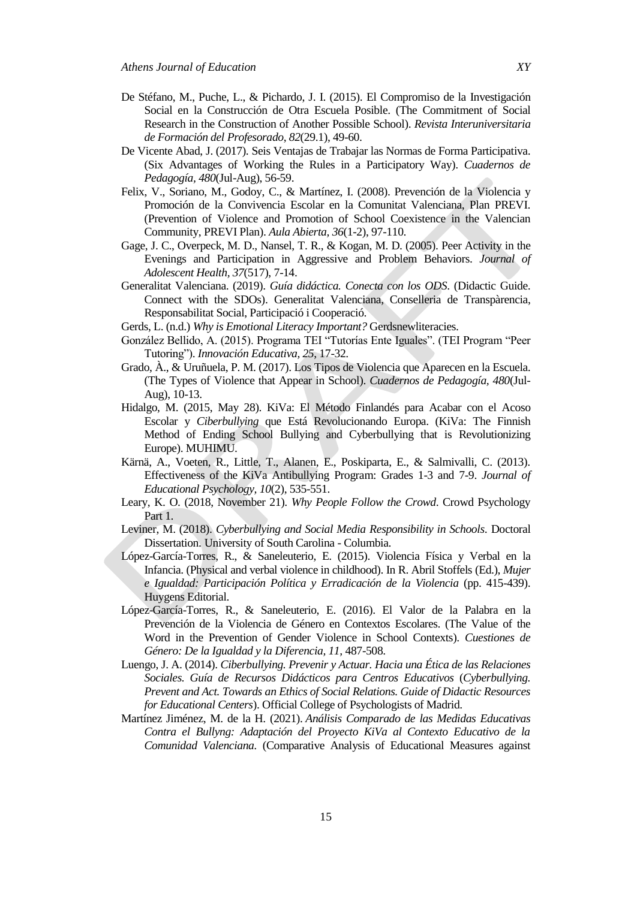De Stéfano, M., Puche, L., & Pichardo, J. I. (2015). El Compromiso de la Investigación Social en la Construcción de Otra Escuela Posible. (The Commitment of Social Research in the Construction of Another Possible School). *Revista Interuniversitaria de Formación del Profesorado*, *82*(29.1), 49-60.

De Vicente Abad, J. (2017). Seis Ventajas de Trabajar las Normas de Forma Participativa. (Six Advantages of Working the Rules in a Participatory Way). *Cuadernos de Pedagogía, 480*(Jul-Aug), 56-59.

Felix, V., Soriano, M., Godoy, C., & Martínez, I. (2008). Prevención de la Violencia y Promoción de la Convivencia Escolar en la Comunitat Valenciana, Plan PREVI. (Prevention of Violence and Promotion of School Coexistence in the Valencian Community, PREVI Plan). *Aula Abierta, 36*(1-2), 97-110.

Gage, J. C., Overpeck, M. D., Nansel, T. R., & Kogan, M. D. (2005). Peer Activity in the Evenings and Participation in Aggressive and Problem Behaviors. *Journal of Adolescent Health, 37*(517), 7-14.

Generalitat Valenciana. (2019). *Guía didáctica. Conecta con los ODS*. (Didactic Guide. Connect with the SDOs). Generalitat Valenciana, Conselleria de Transpàrencia, Responsabilitat Social, Participació i Cooperació.

Gerds, L. (n.d.) *Why is Emotional Literacy Important?* Gerdsnewliteracies.

González Bellido, A. (2015). Programa TEI "Tutorías Ente Iguales". (TEI Program "Peer Tutoring"). *Innovación Educativa, 25*, 17-32.

Grado, À., & Uruñuela, P. M. (2017). Los Tipos de Violencia que Aparecen en la Escuela. (The Types of Violence that Appear in School). *Cuadernos de Pedagogía, 480*(Jul-Aug), 10-13.

Hidalgo, M. (2015, May 28). KiVa: El Método Finlandés para Acabar con el Acoso Escolar y *Ciberbullying* que Está Revolucionando Europa. (KiVa: The Finnish Method of Ending School Bullying and Cyberbullying that is Revolutionizing Europe). MUHIMU.

Kärnä, A., Voeten, R., Little, T., Alanen, E., Poskiparta, E., & Salmivalli, C. (2013). Effectiveness of the KiVa Antibullying Program: Grades 1-3 and 7-9. *Journal of Educational Psychology, 10*(2), 535-551.

Leary, K. O. (2018, November 21). *Why People Follow the Crowd*. Crowd Psychology Part 1.

Leviner, M. (2018). *Cyberbullying and Social Media Responsibility in Schools*. Doctoral Dissertation. University of South Carolina - Columbia.

López-García-Torres, R., & Saneleuterio, E. (2015). Violencia Física y Verbal en la Infancia. (Physical and verbal violence in childhood). In R. Abril Stoffels (Ed.), *Mujer e Igualdad: Participación Política y Erradicación de la Violencia* (pp. 415-439). Huygens Editorial.

López-García-Torres, R., & Saneleuterio, E. (2016). El Valor de la Palabra en la Prevención de la Violencia de Género en Contextos Escolares. (The Value of the Word in the Prevention of Gender Violence in School Contexts). *Cuestiones de Género: De la Igualdad y la Diferencia, 11*, 487-508.

Luengo, J. A. (2014). *Ciberbullying. Prevenir y Actuar. Hacia una Ética de las Relaciones Sociales. Guía de Recursos Didácticos para Centros Educativos* (*Cyberbullying. Prevent and Act. Towards an Ethics of Social Relations. Guide of Didactic Resources for Educational Centers*). Official College of Psychologists of Madrid.

Martínez Jiménez, M. de la H. (2021). *Análisis Comparado de las Medidas Educativas Contra el Bullyng: Adaptación del Proyecto KiVa al Contexto Educativo de la Comunidad Valenciana*. (Comparative Analysis of Educational Measures against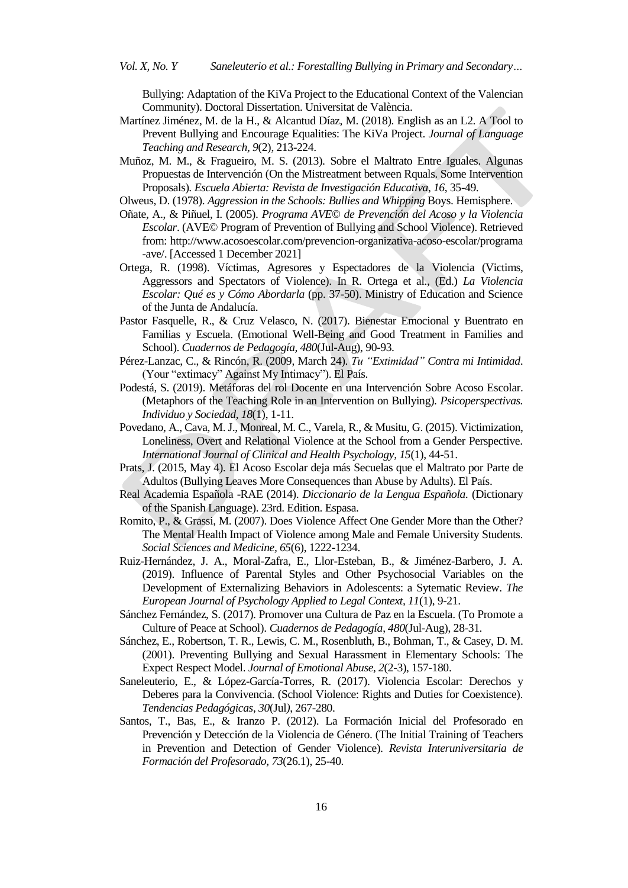Bullying: Adaptation of the KiVa Project to the Educational Context of the Valencian Community). Doctoral Dissertation. Universitat de València.

Martínez Jiménez, M. de la H., & Alcantud Díaz, M. (2018). English as an L2. A Tool to Prevent Bullying and Encourage Equalities: The KiVa Project. *Journal of Language Teaching and Research, 9*(2), 213-224.

Muñoz, M. M., & Fragueiro, M. S. (2013). Sobre el Maltrato Entre Iguales. Algunas Propuestas de Intervención (On the Mistreatment between Rquals. Some Intervention Proposals). *Escuela Abierta: Revista de Investigación Educativa, 16*, 35-49.

Olweus, D. (1978). *Aggression in the Schools: Bullies and Whipping* Boys. Hemisphere.

Oñate, A., & Piñuel, I. (2005). *Programa AVE© de Prevención del Acoso y la Violencia Escolar*. (AVE© Program of Prevention of Bullying and School Violence). Retrieved from: http://www.acosoescolar.com/prevencion-organizativa-acoso-escolar/programa-ave/. [Accessed 1 December 2021]

Ortega, R. (1998). Víctimas, Agresores y Espectadores de la Violencia (Victims, Aggressors and Spectators of Violence). In R. Ortega et al., (Ed.) *La Violencia Escolar: Qué es y Cómo Abordarla* (pp. 37-50). Ministry of Education and Science of the Junta de Andalucía.

Pastor Fasquelle, R., & Cruz Velasco, N. (2017). Bienestar Emocional y Buentrato en Familias y Escuela. (Emotional Well-Being and Good Treatment in Families and School). *Cuadernos de Pedagogía, 480*(Jul-Aug), 90-93.

Pérez-Lanzac, C., & Rincón, R. (2009, March 24). *Tu "Extimidad" Contra mi Intimidad*. (Your "extimacy" Against My Intimacy"). El País.

Podestá, S. (2019). Metáforas del rol Docente en una Intervención Sobre Acoso Escolar. (Metaphors of the Teaching Role in an Intervention on Bullying). *Psicoperspectivas. Individuo y Sociedad, 18*(1), 1-11.

Povedano, A., Cava, M. J., Monreal, M. C., Varela, R., & Musitu, G. (2015). Victimization, Loneliness, Overt and Relational Violence at the School from a Gender Perspective. *International Journal of Clinical and Health Psychology, 15*(1), 44-51.

Prats, J. (2015, May 4). El Acoso Escolar deja más Secuelas que el Maltrato por Parte de Adultos (Bullying Leaves More Consequences than Abuse by Adults). El País.

Real Academia Española -RAE (2014). *Diccionario de la Lengua Española.* (Dictionary of the Spanish Language). 23rd. Edition. Espasa.

Romito, P., & Grassi, M. (2007). Does Violence Affect One Gender More than the Other? The Mental Health Impact of Violence among Male and Female University Students. *Social Sciences and Medicine, 65*(6), 1222-1234.

Ruiz-Hernández, J. A., Moral-Zafra, E., Llor-Esteban, B., & Jiménez-Barbero, J. A. (2019). Influence of Parental Styles and Other Psychosocial Variables on the Development of Externalizing Behaviors in Adolescents: a Sytematic Review. *The European Journal of Psychology Applied to Legal Context, 11*(1), 9-21.

Sánchez Fernández, S. (2017). Promover una Cultura de Paz en la Escuela. (To Promote a Culture of Peace at School). *Cuadernos de Pedagogía, 480*(Jul-Aug), 28-31.

Sánchez, E., Robertson, T. R., Lewis, C. M., Rosenbluth, B., Bohman, T., & Casey, D. M. (2001). Preventing Bullying and Sexual Harassment in Elementary Schools: The Expect Respect Model. *Journal of Emotional Abuse, 2*(2-3), 157-180.

Saneleuterio, E., & López-García-Torres, R. (2017). Violencia Escolar: Derechos y Deberes para la Convivencia. (School Violence: Rights and Duties for Coexistence). *Tendencias Pedagógicas, 30*(Jul*)*, 267-280.

Santos, T., Bas, E., & Iranzo P. (2012). La Formación Inicial del Profesorado en Prevención y Detección de la Violencia de Género. (The Initial Training of Teachers in Prevention and Detection of Gender Violence). *Revista Interuniversitaria de Formación del Profesorado, 73*(26.1), 25-40.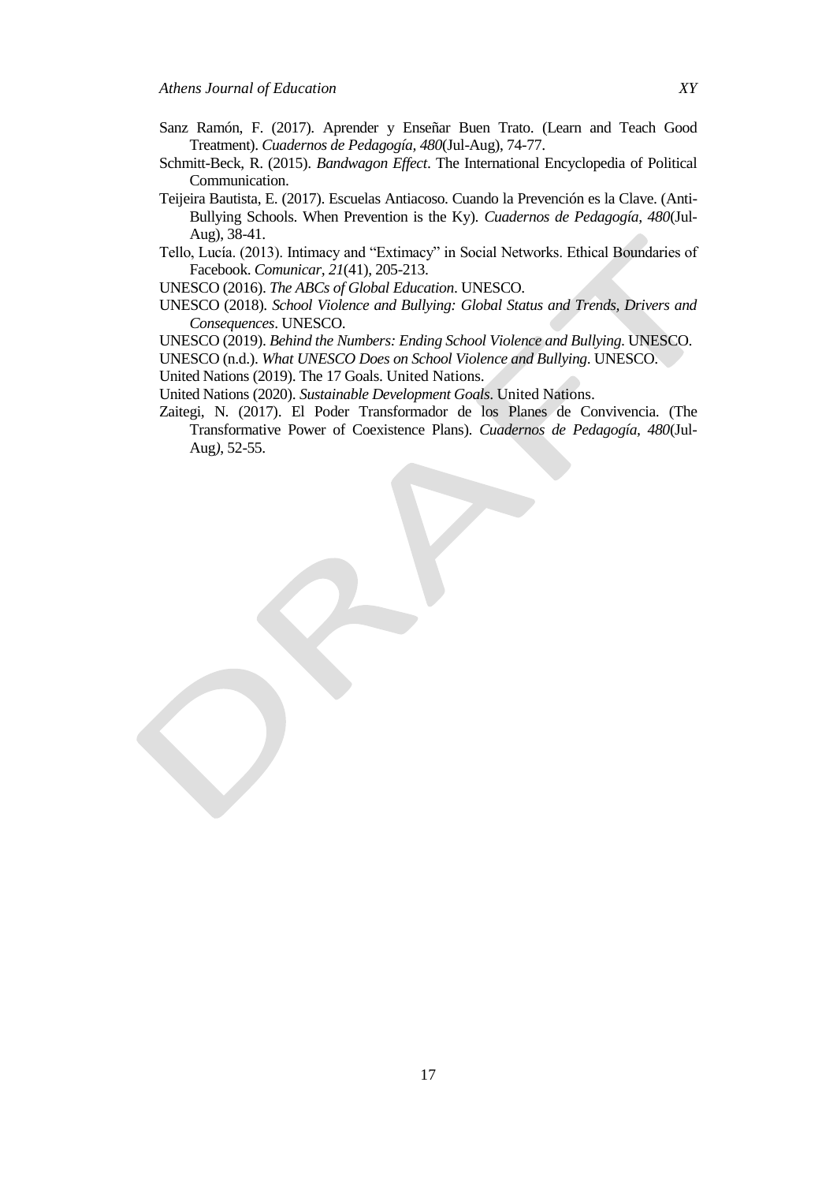Sanz Ramón, F. (2017). Aprender y Enseñar Buen Trato. (Learn and Teach Good Treatment). *Cuadernos de Pedagogía, 480*(Jul-Aug), 74-77.

Schmitt-Beck, R. (2015). *Bandwagon Effect*. The International Encyclopedia of Political Communication.

Teijeira Bautista, E. (2017). Escuelas Antiacoso. Cuando la Prevención es la Clave. (Anti-Bullying Schools. When Prevention is the Ky). *Cuadernos de Pedagogía, 480*(Jul-Aug), 38-41.

Tello, Lucía. (2013). Intimacy and "Extimacy" in Social Networks. Ethical Boundaries of Facebook. *Comunicar, 21*(41), 205-213.

UNESCO (2016). *The ABCs of Global Education*. UNESCO.

UNESCO (2018). *School Violence and Bullying: Global Status and Trends, Drivers and Consequences*. UNESCO.

UNESCO (2019). *Behind the Numbers: Ending School Violence and Bullying*. UNESCO.

UNESCO (n.d.). *What UNESCO Does on School Violence and Bullying*. UNESCO.

United Nations (2019). The 17 Goals. United Nations.

United Nations (2020). *Sustainable Development Goals*. United Nations.

Zaitegi, N. (2017). El Poder Transformador de los Planes de Convivencia. (The Transformative Power of Coexistence Plans). *Cuadernos de Pedagogía, 480*(Jul-Aug), 52-55.